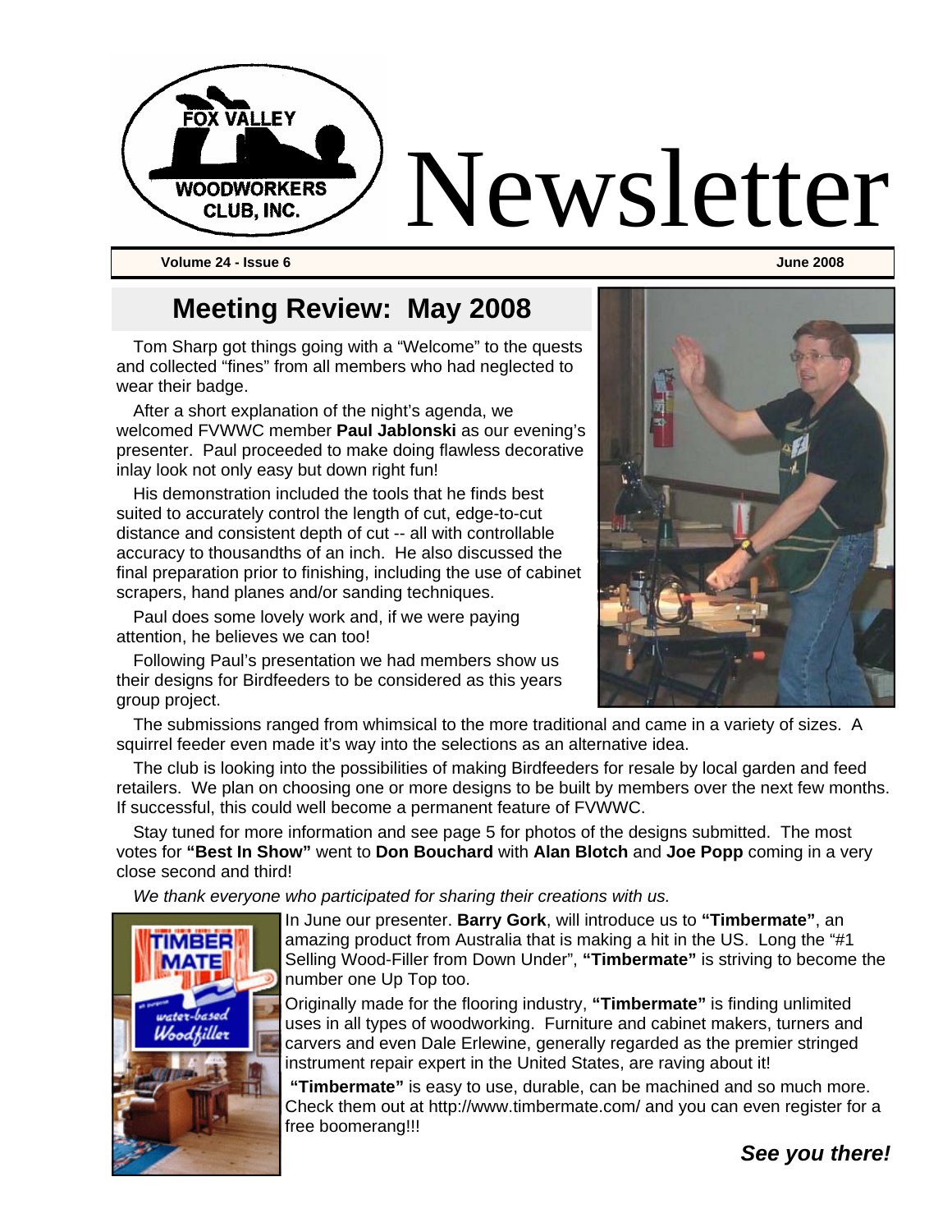# Newsletter

**Volume 24 - Issue 6** **June 2008**

## Meeting Review: May 2008

Tom Sharp got things going with a "Welcome" to the quests and collected "fines" from all members who had neglected to wear their badge.

After a short explanation of the night's agenda, we welcomed FVWWC member **Paul Jablonski** as our evening's presenter. Paul proceeded to make doing flawless decorative inlay look not only easy but down right fun!

His demonstration included the tools that he finds best suited to accurately control the length of cut, edge-to-cut distance and consistent depth of cut -- all with controllable accuracy to thousandths of an inch. He also discussed the final preparation prior to finishing, including the use of cabinet scrapers, hand planes and/or sanding techniques.

Paul does some lovely work and, if we were paying attention, he believes we can too!

Following Paul's presentation we had members show us their designs for Birdfeeders to be considered as this years group project.

The submissions ranged from whimsical to the more traditional and came in a variety of sizes. A squirrel feeder even made it's way into the selections as an alternative idea.

The club is looking into the possibilities of making Birdfeeders for resale by local garden and feed retailers. We plan on choosing one or more designs to be built by members over the next few months. If successful, this could well become a permanent feature of FVWWC.

Stay tuned for more information and see page 5 for photos of the designs submitted. The most votes for **"Best In Show"** went to **Don Bouchard** with **Alan Blotch** and **Joe Popp** coming in a very close second and third!

*We thank everyone who participated for sharing their creations with us.*

In June our presenter. **Barry Gork**, will introduce us to **"Timbermate"**, an amazing product from Australia that is making a hit in the US. Long the "#1 Selling Wood-Filler from Down Under", **"Timbermate"** is striving to become the number one Up Top too.

Originally made for the flooring industry, **"Timbermate"** is finding unlimited uses in all types of woodworking. Furniture and cabinet makers, turners and carvers and even Dale Erlewine, generally regarded as the premier stringed instrument repair expert in the United States, are raving about it!

**"Timbermate"** is easy to use, durable, can be machined and so much more. Check them out at http://www.timbermate.com/ and you can even register for a free boomerang!!!

***See you there!***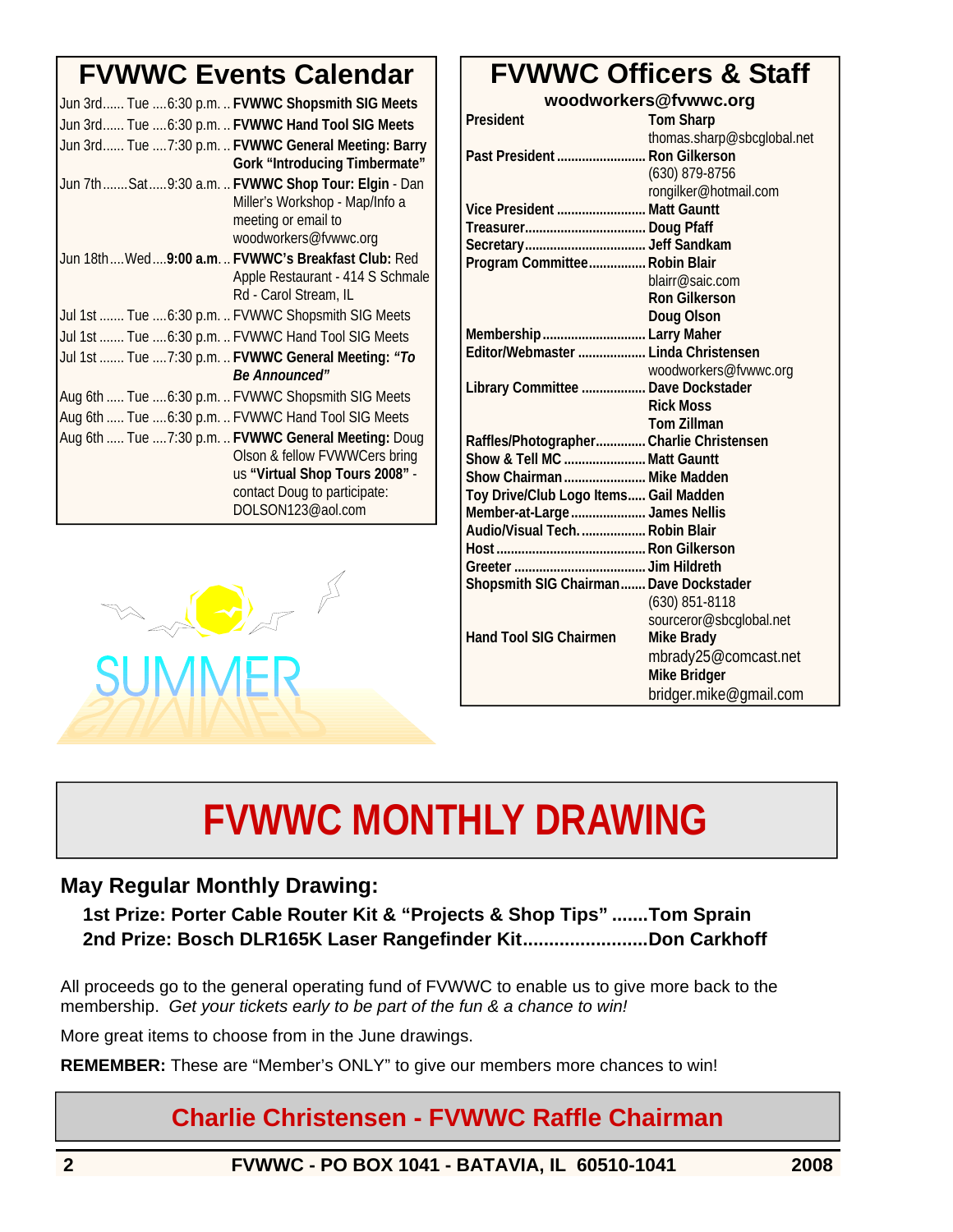## FVWWC Events Calendar

| | | | |
|---|---|---|---|
| Jun 3rd | Tue | 6:30 p.m. | **FVWWC Shopsmith SIG Meets** |
| Jun 3rd | Tue | 6:30 p.m. | **FVWWC Hand Tool SIG Meets** |
| Jun 3rd | Tue | 7:30 p.m. | **FVWWC General Meeting: Barry Gork "Introducing Timbermate"** |
| Jun 7th | Sat | 9:30 a.m. | **FVWWC Shop Tour: Elgin** - Dan Miller's Workshop - Map/Info a meeting or email to woodworkers@fvwwc.org |
| Jun 18th | Wed | **9:00 a.m.** | **FVWWC's Breakfast Club:** Red Apple Restaurant - 414 S Schmale Rd - Carol Stream, IL |
| Jul 1st | Tue | 6:30 p.m. | FVWWC Shopsmith SIG Meets |
| Jul 1st | Tue | 6:30 p.m. | FVWWC Hand Tool SIG Meets |
| Jul 1st | Tue | 7:30 p.m. | **FVWWC General Meeting: *"To Be Announced"*** |
| Aug 6th | Tue | 6:30 p.m. | FVWWC Shopsmith SIG Meets |
| Aug 6th | Tue | 6:30 p.m. | FVWWC Hand Tool SIG Meets |
| Aug 6th | Tue | 7:30 p.m. | **FVWWC General Meeting:** Doug Olson & fellow FVWWCers bring us **"Virtual Shop Tours 2008"** - contact Doug to participate: DOLSON123@aol.com |

SUMMER

## FVWWC Officers & Staff

**woodworkers@fvwwc.org**

| | |
|---|---|
| **President** | **Tom Sharp** thomas.sharp@sbcglobal.net |
| **Past President** | **Ron Gilkerson** (630) 879-8756 rongilker@hotmail.com |
| **Vice President** | **Matt Gauntt** |
| **Treasurer** | **Doug Pfaff** |
| **Secretary** | **Jeff Sandkam** |
| **Program Committee** | **Robin Blair** blairr@saic.com **Ron Gilkerson** **Doug Olson** |
| **Membership** | **Larry Maher** |
| **Editor/Webmaster** | **Linda Christensen** woodworkers@fvwwc.org |
| **Library Committee** | **Dave Dockstader** **Rick Moss** **Tom Zillman** |
| **Raffles/Photographer** | **Charlie Christensen** |
| **Show & Tell MC** | **Matt Gauntt** |
| **Show Chairman** | **Mike Madden** |
| **Toy Drive/Club Logo Items** | **Gail Madden** |
| **Member-at-Large** | **James Nellis** |
| **Audio/Visual Tech.** | **Robin Blair** |
| **Host** | **Ron Gilkerson** |
| **Greeter** | **Jim Hildreth** |
| **Shopsmith SIG Chairman** | **Dave Dockstader** (630) 851-8118 sourceror@sbcglobal.net |
| **Hand Tool SIG Chairmen** | **Mike Brady** mbrady25@comcast.net **Mike Bridger** bridger.mike@gmail.com |

# FVWWC MONTHLY DRAWING

### May Regular Monthly Drawing:

**1st Prize: Porter Cable Router Kit & "Projects & Shop Tips" .......Tom Sprain**
**2nd Prize: Bosch DLR165K Laser Rangefinder Kit........................Don Carkhoff**

All proceeds go to the general operating fund of FVWWC to enable us to give more back to the membership. *Get your tickets early to be part of the fun & a chance to win!*

More great items to choose from in the June drawings.

**REMEMBER:** These are "Member's ONLY" to give our members more chances to win!

**Charlie Christensen - FVWWC Raffle Chairman**

**FVWWC - PO BOX 1041 - BATAVIA, IL 60510-1041**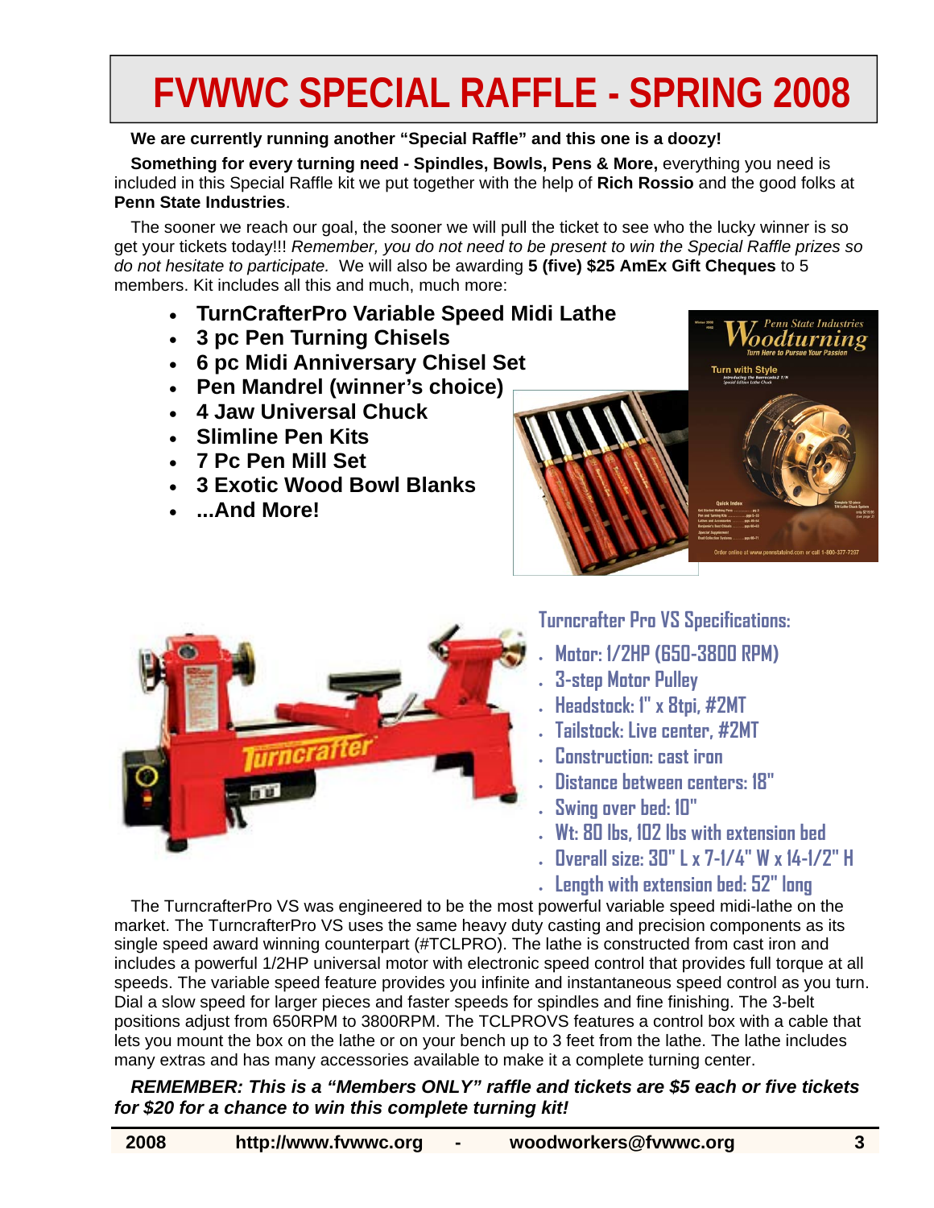# FVWWC SPECIAL RAFFLE - SPRING 2008

**We are currently running another "Special Raffle" and this one is a doozy!**

**Something for every turning need - Spindles, Bowls, Pens & More,** everything you need is included in this Special Raffle kit we put together with the help of **Rich Rossio** and the good folks at **Penn State Industries**.

The sooner we reach our goal, the sooner we will pull the ticket to see who the lucky winner is so get your tickets today!!! *Remember, you do not need to be present to win the Special Raffle prizes so do not hesitate to participate.* We will also be awarding **5 (five) $25 AmEx Gift Cheques** to 5 members. Kit includes all this and much, much more:

- **TurnCrafterPro Variable Speed Midi Lathe**
- **3 pc Pen Turning Chisels**
- **6 pc Midi Anniversary Chisel Set**
- **Pen Mandrel (winner's choice)**
- **4 Jaw Universal Chuck**
- **Slimline Pen Kits**
- **7 Pc Pen Mill Set**
- **3 Exotic Wood Bowl Blanks**
- **...And More!**

### Turncrafter Pro VS Specifications:

- Motor: 1/2HP (650-3800 RPM)
- 3-step Motor Pulley
- Headstock: 1" x 8tpi, #2MT
- Tailstock: Live center, #2MT
- Construction: cast iron
- Distance between centers: 18"
- Swing over bed: 10"
- Wt: 80 lbs, 102 lbs with extension bed
- Overall size: 30" L x 7-1/4" W x 14-1/2" H
- Length with extension bed: 52" long

The TurncrafterPro VS was engineered to be the most powerful variable speed midi-lathe on the market. The TurncrafterPro VS uses the same heavy duty casting and precision components as its single speed award winning counterpart (#TCLPRO). The lathe is constructed from cast iron and includes a powerful 1/2HP universal motor with electronic speed control that provides full torque at all speeds. The variable speed feature provides you infinite and instantaneous speed control as you turn. Dial a slow speed for larger pieces and faster speeds for spindles and fine finishing. The 3-belt positions adjust from 650RPM to 3800RPM. The TCLPROVS features a control box with a cable that lets you mount the box on the lathe or on your bench up to 3 feet from the lathe. The lathe includes many extras and has many accessories available to make it a complete turning center.

***REMEMBER: This is a "Members ONLY" raffle and tickets are $5 each or five tickets for $20 for a chance to win this complete turning kit!***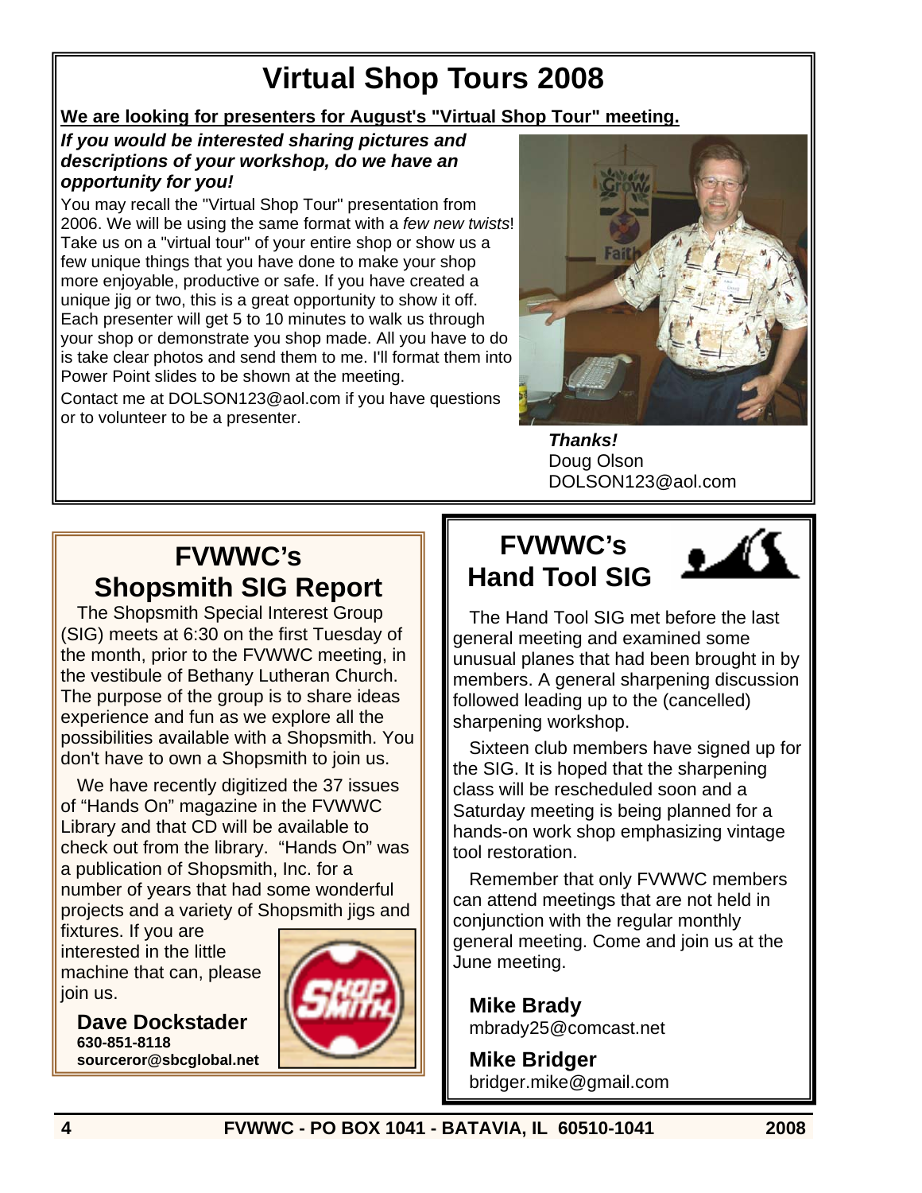# Virtual Shop Tours 2008

**We are looking for presenters for August's "Virtual Shop Tour" meeting.**

***If you would be interested sharing pictures and descriptions of your workshop, do we have an opportunity for you!***

You may recall the "Virtual Shop Tour" presentation from 2006. We will be using the same format with a *few new twists*! Take us on a "virtual tour" of your entire shop or show us a few unique things that you have done to make your shop more enjoyable, productive or safe. If you have created a unique jig or two, this is a great opportunity to show it off. Each presenter will get 5 to 10 minutes to walk us through your shop or demonstrate you shop made. All you have to do is take clear photos and send them to me. I'll format them into Power Point slides to be shown at the meeting.

Contact me at DOLSON123@aol.com if you have questions or to volunteer to be a presenter.

***Thanks!***
Doug Olson
DOLSON123@aol.com

## FVWWC's Shopsmith SIG Report

The Shopsmith Special Interest Group (SIG) meets at 6:30 on the first Tuesday of the month, prior to the FVWWC meeting, in the vestibule of Bethany Lutheran Church. The purpose of the group is to share ideas experience and fun as we explore all the possibilities available with a Shopsmith. You don't have to own a Shopsmith to join us.

We have recently digitized the 37 issues of "Hands On" magazine in the FVWWC Library and that CD will be available to check out from the library. "Hands On" was a publication of Shopsmith, Inc. for a number of years that had some wonderful projects and a variety of Shopsmith jigs and fixtures. If you are interested in the little machine that can, please join us.

**Dave Dockstader**
**630-851-8118**
**sourceror@sbcglobal.net**

## FVWWC's Hand Tool SIG

The Hand Tool SIG met before the last general meeting and examined some unusual planes that had been brought in by members. A general sharpening discussion followed leading up to the (cancelled) sharpening workshop.

Sixteen club members have signed up for the SIG. It is hoped that the sharpening class will be rescheduled soon and a Saturday meeting is being planned for a hands-on work shop emphasizing vintage tool restoration.

Remember that only FVWWC members can attend meetings that are not held in conjunction with the regular monthly general meeting. Come and join us at the June meeting.

**Mike Brady**
mbrady25@comcast.net

**Mike Bridger**
bridger.mike@gmail.com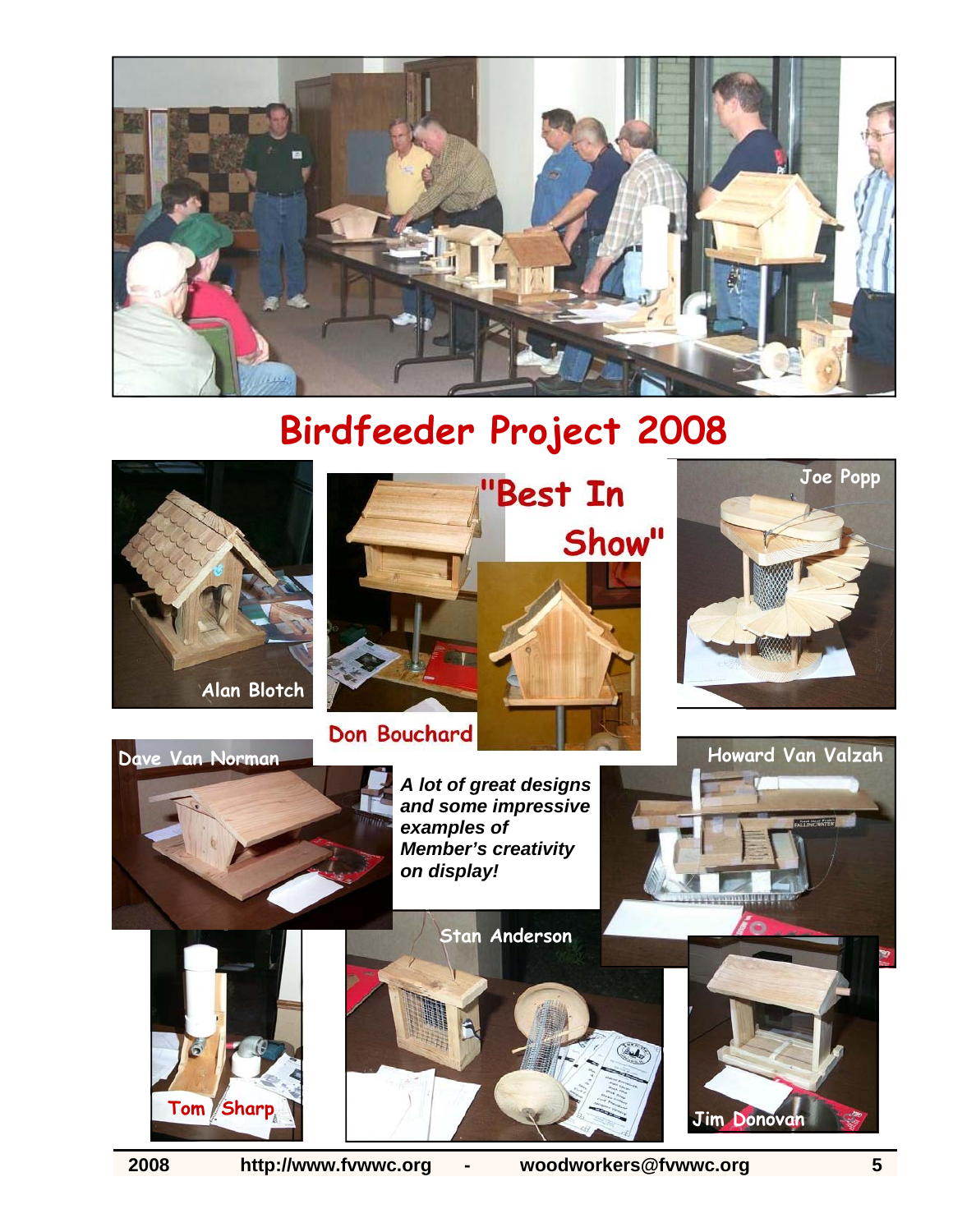# Birdfeeder Project 2008

"Best In Show"

Alan Blotch

Don Bouchard

Joe Popp

Dave Van Norman

***A lot of great designs and some impressive examples of Member's creativity on display!***

Howard Van Valzah

Stan Anderson

Tom Sharp

Jim Donovan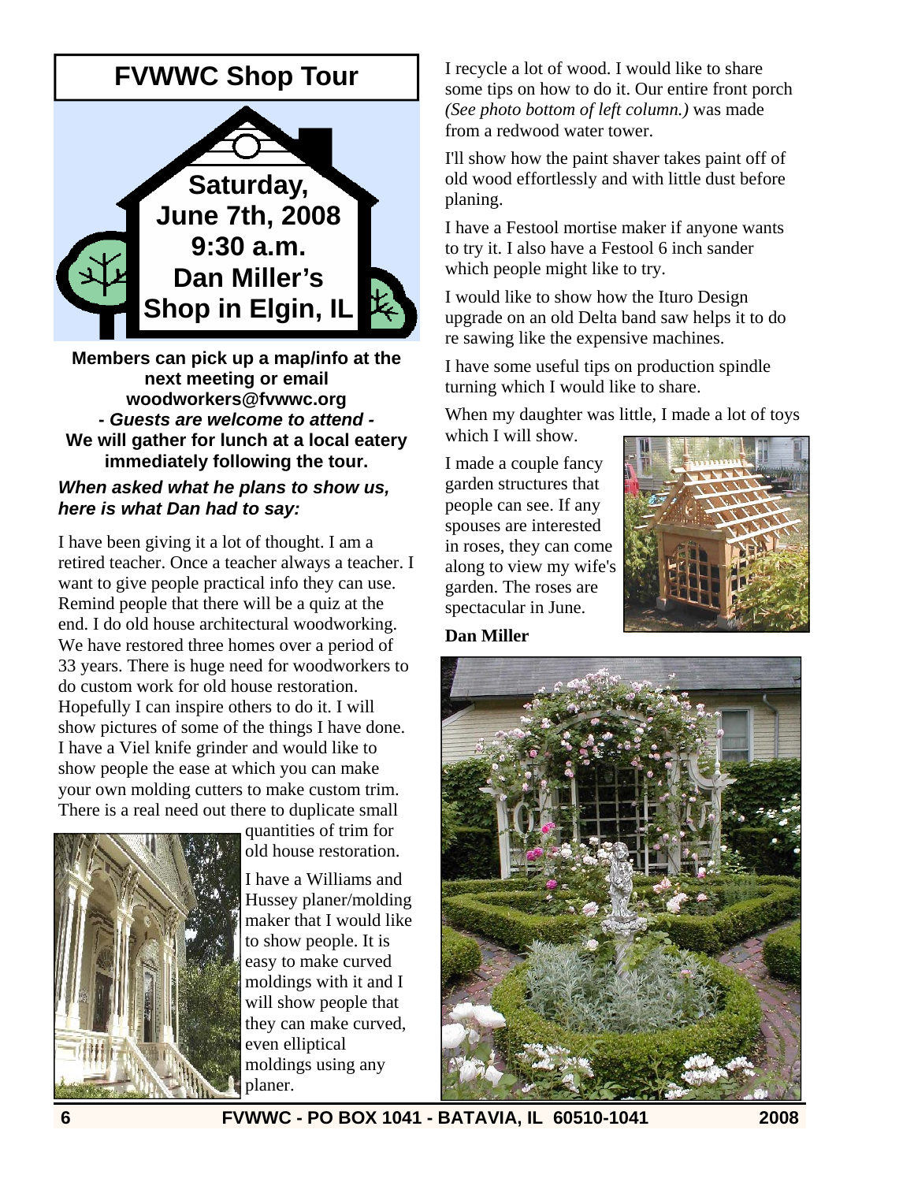# FVWWC Shop Tour

**Saturday, June 7th, 2008 9:30 a.m. Dan Miller's Shop in Elgin, IL**

**Members can pick up a map/info at the next meeting or email woodworkers@fvwwc.org**

**- *Guests are welcome to attend* -**

**We will gather for lunch at a local eatery immediately following the tour.**

***When asked what he plans to show us, here is what Dan had to say:***

I have been giving it a lot of thought. I am a retired teacher. Once a teacher always a teacher. I want to give people practical info they can use. Remind people that there will be a quiz at the end. I do old house architectural woodworking. We have restored three homes over a period of 33 years. There is huge need for woodworkers to do custom work for old house restoration. Hopefully I can inspire others to do it. I will show pictures of some of the things I have done. I have a Viel knife grinder and would like to show people the ease at which you can make your own molding cutters to make custom trim. There is a real need out there to duplicate small quantities of trim for old house restoration.

I have a Williams and Hussey planer/molding maker that I would like to show people. It is easy to make curved moldings with it and I will show people that they can make curved, even elliptical moldings using any planer.

I recycle a lot of wood. I would like to share some tips on how to do it. Our entire front porch *(See photo bottom of left column.)* was made from a redwood water tower.

I'll show how the paint shaver takes paint off of old wood effortlessly and with little dust before planing.

I have a Festool mortise maker if anyone wants to try it. I also have a Festool 6 inch sander which people might like to try.

I would like to show how the Ituro Design upgrade on an old Delta band saw helps it to do re sawing like the expensive machines.

I have some useful tips on production spindle turning which I would like to share.

When my daughter was little, I made a lot of toys which I will show.

I made a couple fancy garden structures that people can see. If any spouses are interested in roses, they can come along to view my wife's garden. The roses are spectacular in June.

**Dan Miller**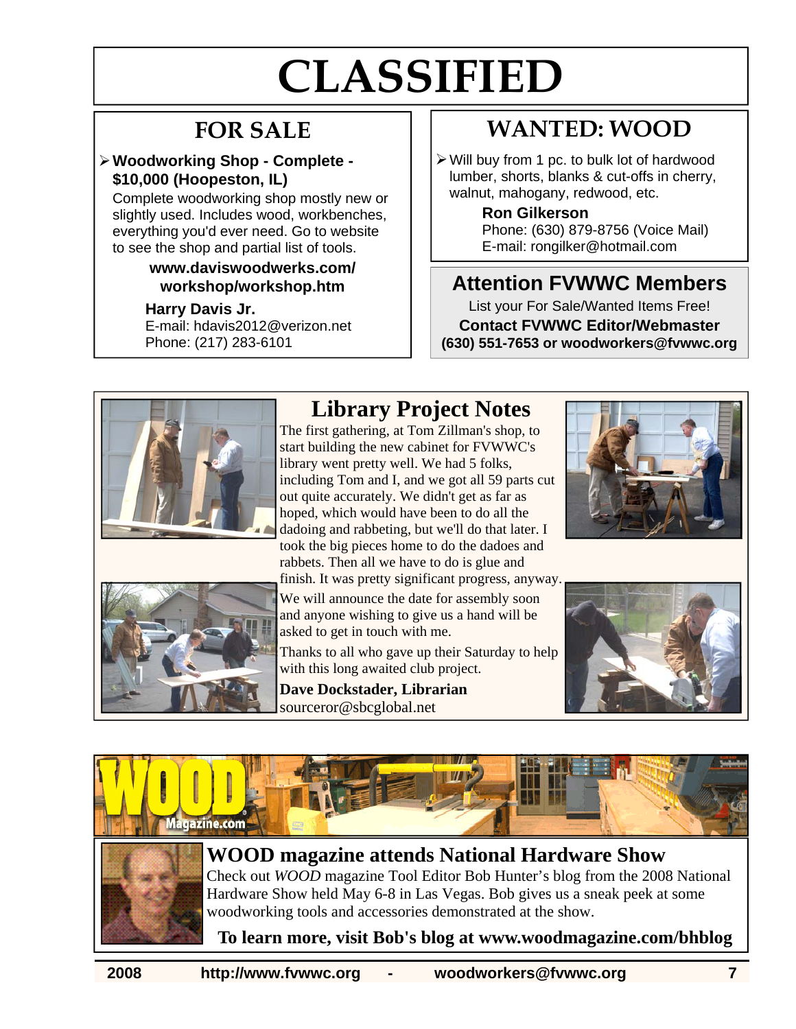# CLASSIFIED

## FOR SALE

- **Woodworking Shop - Complete - $10,000 (Hoopeston, IL)**

  Complete woodworking shop mostly new or slightly used. Includes wood, workbenches, everything you'd ever need. Go to website to see the shop and partial list of tools.

  **www.daviswoodwerks.com/workshop/workshop.htm**

  **Harry Davis Jr.**
  E-mail: hdavis2012@verizon.net
  Phone: (217) 283-6101

## WANTED: WOOD

- Will buy from 1 pc. to bulk lot of hardwood lumber, shorts, blanks & cut-offs in cherry, walnut, mahogany, redwood, etc.

  **Ron Gilkerson**
  Phone: (630) 879-8756 (Voice Mail)
  E-mail: rongilker@hotmail.com

## Attention FVWWC Members

List your For Sale/Wanted Items Free!

**Contact FVWWC Editor/Webmaster**
**(630) 551-7653 or woodworkers@fvwwc.org**

## Library Project Notes

The first gathering, at Tom Zillman's shop, to start building the new cabinet for FVWWC's library went pretty well. We had 5 folks, including Tom and I, and we got all 59 parts cut out quite accurately. We didn't get as far as hoped, which would have been to do all the dadoing and rabbeting, but we'll do that later. I took the big pieces home to do the dadoes and rabbets. Then all we have to do is glue and finish. It was pretty significant progress, anyway.

We will announce the date for assembly soon and anyone wishing to give us a hand will be asked to get in touch with me.

Thanks to all who gave up their Saturday to help with this long awaited club project.

**Dave Dockstader, Librarian**
sourceror@sbcglobal.net

WOOD Magazine.com

## WOOD magazine attends National Hardware Show

Check out *WOOD* magazine Tool Editor Bob Hunter's blog from the 2008 National Hardware Show held May 6-8 in Las Vegas. Bob gives us a sneak peek at some woodworking tools and accessories demonstrated at the show.

**To learn more, visit Bob's blog at www.woodmagazine.com/bhblog**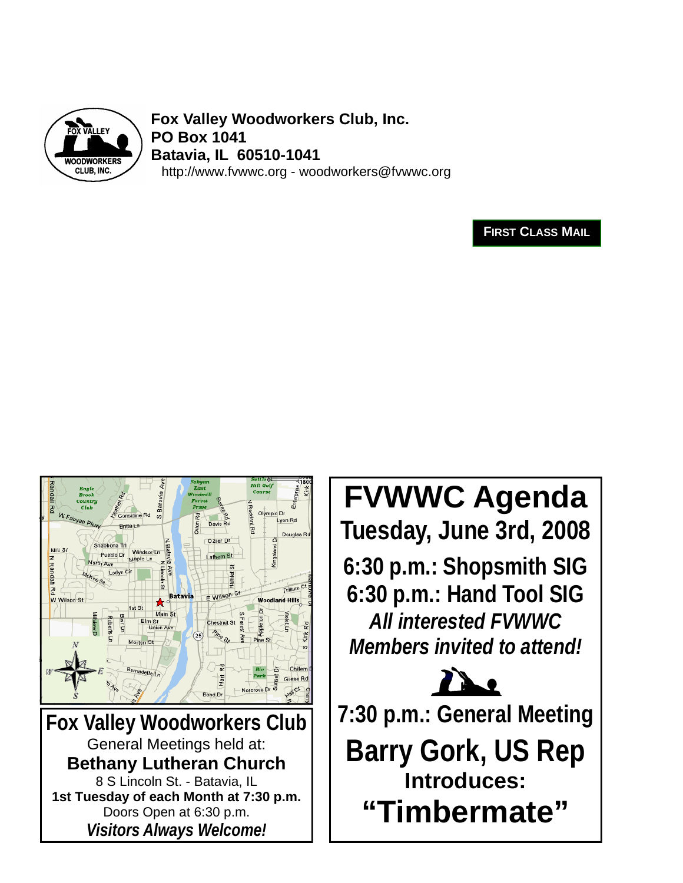**Fox Valley Woodworkers Club, Inc.**
**PO Box 1041**
**Batavia, IL 60510-1041**
http://www.fvwwc.org - woodworkers@fvwwc.org

**FIRST CLASS MAIL**

## Fox Valley Woodworkers Club

General Meetings held at:

**Bethany Lutheran Church**

8 S Lincoln St. - Batavia, IL

**1st Tuesday of each Month at 7:30 p.m.**

Doors Open at 6:30 p.m.

***Visitors Always Welcome!***

# FVWWC Agenda

## Tuesday, June 3rd, 2008

**6:30 p.m.: Shopsmith SIG**

**6:30 p.m.: Hand Tool SIG**

***All interested FVWWC Members invited to attend!***

**7:30 p.m.: General Meeting**

## Barry Gork, US Rep

**Introduces:**

## "Timbermate"